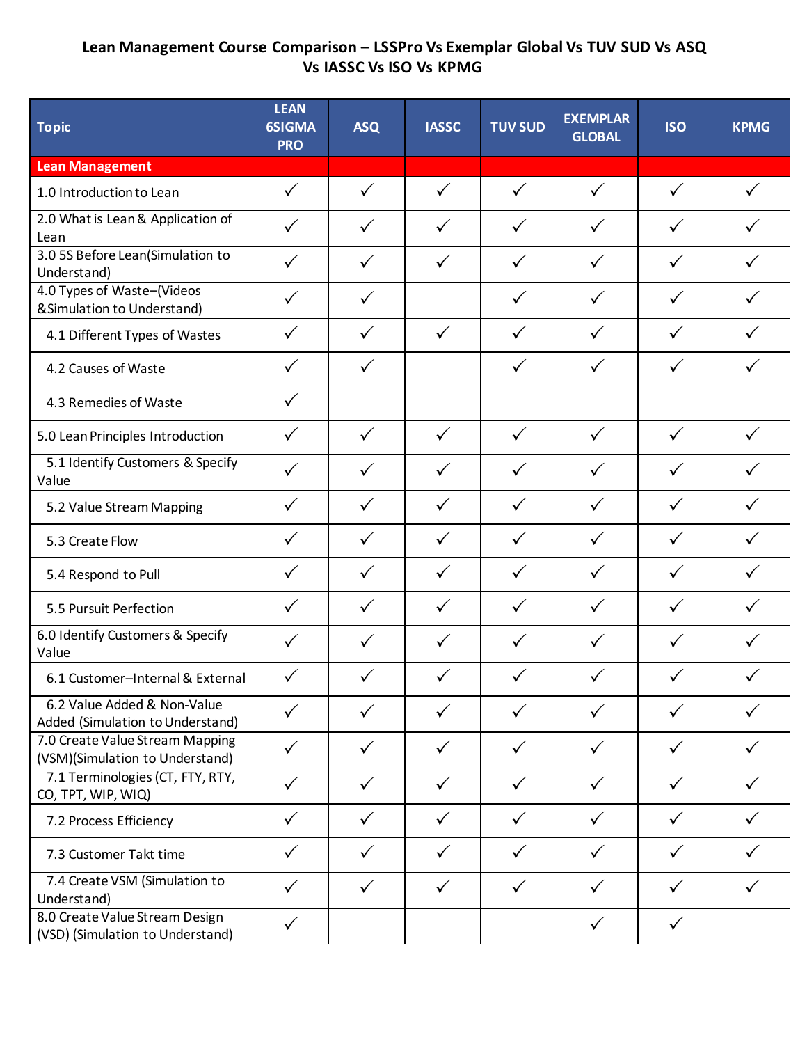# Lean Management Course Comparison – LSSPro Vs Exemplar Global Vs TUV SUD Vs ASQ Vs IASSC Vs ISO Vs KPMG

| Topic | LEAN 6SIGMA PRO | ASQ | IASSC | TUV SUD | EXEMPLAR GLOBAL | ISO | KPMG |
|---|---|---|---|---|---|---|---|
| **Lean Management** | | | | | | | |
| 1.0 Introduction to Lean | ✓ | ✓ | ✓ | ✓ | ✓ | ✓ | ✓ |
| 2.0 What is Lean & Application of Lean | ✓ | ✓ | ✓ | ✓ | ✓ | ✓ | ✓ |
| 3.0 5S Before Lean(Simulation to Understand) | ✓ | ✓ | ✓ | ✓ | ✓ | ✓ | ✓ |
| 4.0 Types of Waste–(Videos &Simulation to Understand) | ✓ | ✓ | | ✓ | ✓ | ✓ | ✓ |
| 4.1 Different Types of Wastes | ✓ | ✓ | ✓ | ✓ | ✓ | ✓ | ✓ |
| 4.2 Causes of Waste | ✓ | ✓ | | ✓ | ✓ | ✓ | ✓ |
| 4.3 Remedies of Waste | ✓ | | | | | | |
| 5.0 Lean Principles Introduction | ✓ | ✓ | ✓ | ✓ | ✓ | ✓ | ✓ |
| 5.1 Identify Customers & Specify Value | ✓ | ✓ | ✓ | ✓ | ✓ | ✓ | ✓ |
| 5.2 Value Stream Mapping | ✓ | ✓ | ✓ | ✓ | ✓ | ✓ | ✓ |
| 5.3 Create Flow | ✓ | ✓ | ✓ | ✓ | ✓ | ✓ | ✓ |
| 5.4 Respond to Pull | ✓ | ✓ | ✓ | ✓ | ✓ | ✓ | ✓ |
| 5.5 Pursuit Perfection | ✓ | ✓ | ✓ | ✓ | ✓ | ✓ | ✓ |
| 6.0 Identify Customers & Specify Value | ✓ | ✓ | ✓ | ✓ | ✓ | ✓ | ✓ |
| 6.1 Customer–Internal & External | ✓ | ✓ | ✓ | ✓ | ✓ | ✓ | ✓ |
| 6.2 Value Added & Non-Value Added (Simulation to Understand) | ✓ | ✓ | ✓ | ✓ | ✓ | ✓ | ✓ |
| 7.0 Create Value Stream Mapping (VSM)(Simulation to Understand) | ✓ | ✓ | ✓ | ✓ | ✓ | ✓ | ✓ |
| 7.1 Terminologies (CT, FTY, RTY, CO, TPT, WIP, WIQ) | ✓ | ✓ | ✓ | ✓ | ✓ | ✓ | ✓ |
| 7.2 Process Efficiency | ✓ | ✓ | ✓ | ✓ | ✓ | ✓ | ✓ |
| 7.3 Customer Takt time | ✓ | ✓ | ✓ | ✓ | ✓ | ✓ | ✓ |
| 7.4 Create VSM (Simulation to Understand) | ✓ | ✓ | ✓ | ✓ | ✓ | ✓ | ✓ |
| 8.0 Create Value Stream Design (VSD) (Simulation to Understand) | ✓ | | | | ✓ | ✓ | |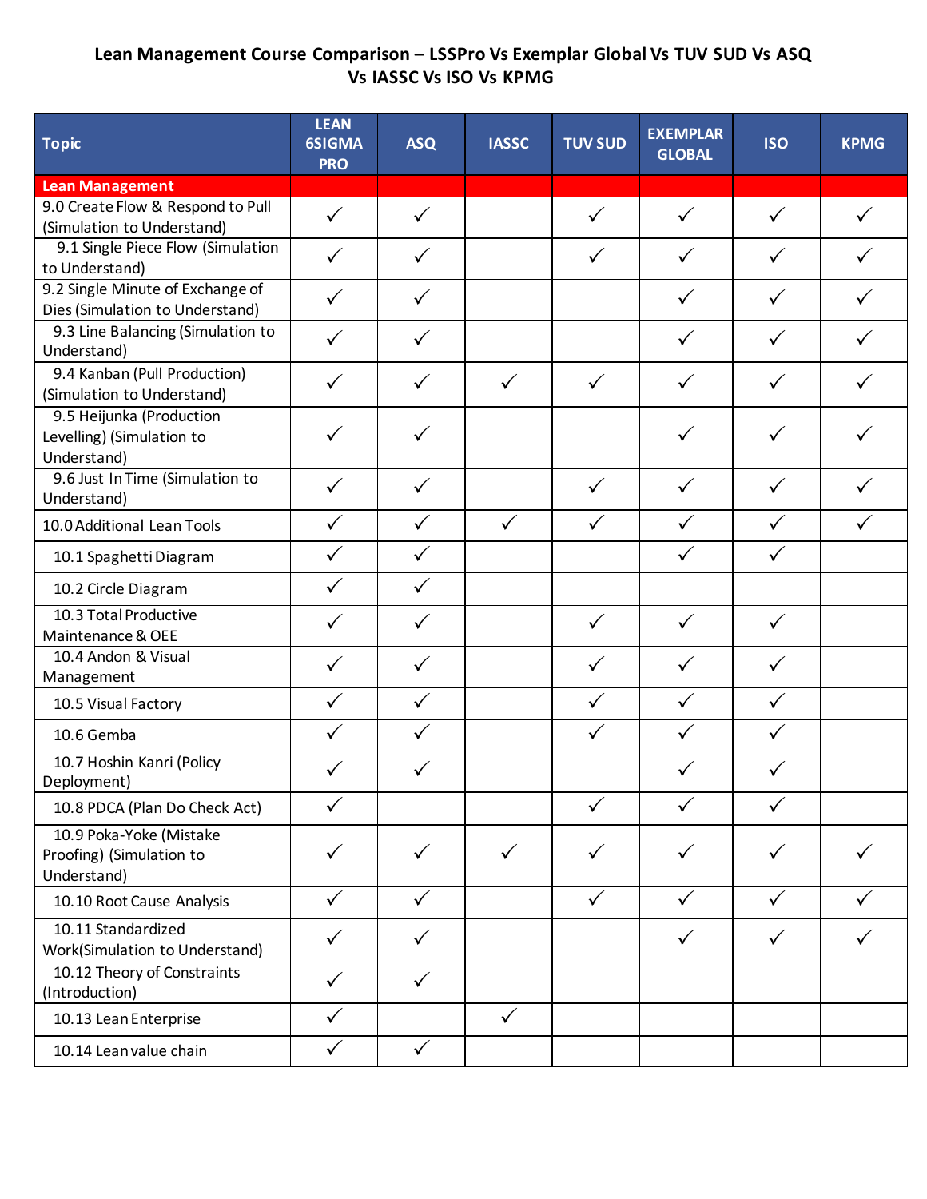# Lean Management Course Comparison – LSSPro Vs Exemplar Global Vs TUV SUD Vs ASQ Vs IASSC Vs ISO Vs KPMG

| Topic | LEAN 6SIGMA PRO | ASQ | IASSC | TUV SUD | EXEMPLAR GLOBAL | ISO | KPMG |
|---|---|---|---|---|---|---|---|
| **Lean Management** | | | | | | | |
| 9.0 Create Flow & Respond to Pull (Simulation to Understand) | ✓ | ✓ | | ✓ | ✓ | ✓ | ✓ |
| 9.1 Single Piece Flow (Simulation to Understand) | ✓ | ✓ | | ✓ | ✓ | ✓ | ✓ |
| 9.2 Single Minute of Exchange of Dies (Simulation to Understand) | ✓ | ✓ | | | ✓ | ✓ | ✓ |
| 9.3 Line Balancing (Simulation to Understand) | ✓ | ✓ | | | ✓ | ✓ | ✓ |
| 9.4 Kanban (Pull Production) (Simulation to Understand) | ✓ | ✓ | ✓ | ✓ | ✓ | ✓ | ✓ |
| 9.5 Heijunka (Production Levelling) (Simulation to Understand) | ✓ | ✓ | | | ✓ | ✓ | ✓ |
| 9.6 Just In Time (Simulation to Understand) | ✓ | ✓ | | ✓ | ✓ | ✓ | ✓ |
| 10.0 Additional Lean Tools | ✓ | ✓ | ✓ | ✓ | ✓ | ✓ | ✓ |
| 10.1 Spaghetti Diagram | ✓ | ✓ | | | ✓ | ✓ | |
| 10.2 Circle Diagram | ✓ | ✓ | | | | | |
| 10.3 Total Productive Maintenance & OEE | ✓ | ✓ | | ✓ | ✓ | ✓ | |
| 10.4 Andon & Visual Management | ✓ | ✓ | | ✓ | ✓ | ✓ | |
| 10.5 Visual Factory | ✓ | ✓ | | ✓ | ✓ | ✓ | |
| 10.6 Gemba | ✓ | ✓ | | ✓ | ✓ | ✓ | |
| 10.7 Hoshin Kanri (Policy Deployment) | ✓ | ✓ | | | ✓ | ✓ | |
| 10.8 PDCA (Plan Do Check Act) | ✓ | | | ✓ | ✓ | ✓ | |
| 10.9 Poka-Yoke (Mistake Proofing) (Simulation to Understand) | ✓ | ✓ | ✓ | ✓ | ✓ | ✓ | ✓ |
| 10.10 Root Cause Analysis | ✓ | ✓ | | ✓ | ✓ | ✓ | ✓ |
| 10.11 Standardized Work(Simulation to Understand) | ✓ | ✓ | | | ✓ | ✓ | ✓ |
| 10.12 Theory of Constraints (Introduction) | ✓ | ✓ | | | | | |
| 10.13 Lean Enterprise | ✓ | | ✓ | | | | |
| 10.14 Lean value chain | ✓ | ✓ | | | | | |